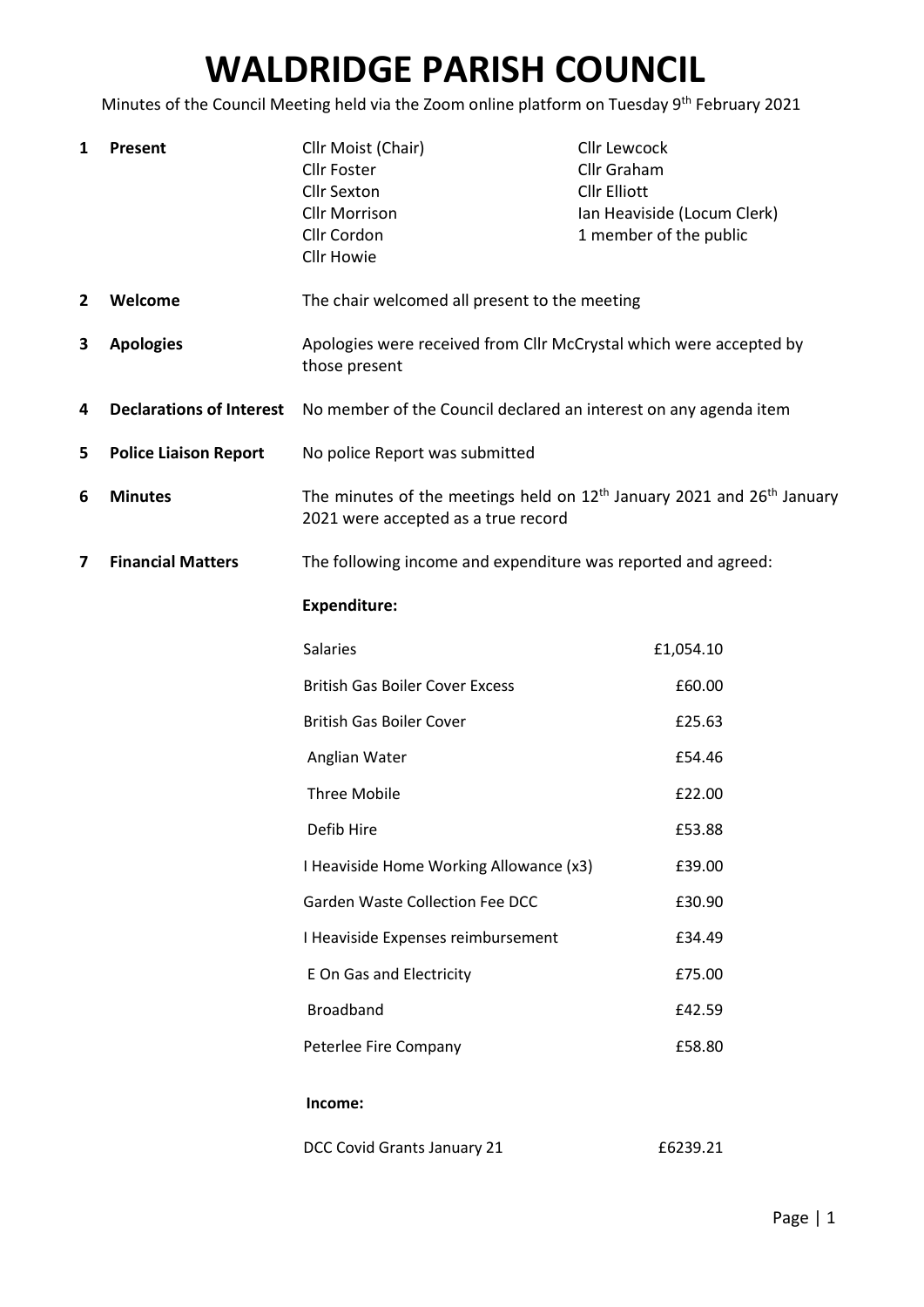# WALDRIDGE PARISH COUNCIL

Minutes of the Council Meeting held via the Zoom online platform on Tuesday 9th February 2021

**1 Present**

Cllr Moist (Chair)
Cllr Foster
Cllr Sexton
Cllr Morrison
Cllr Cordon
Cllr Howie
Cllr Lewcock
Cllr Graham
Cllr Elliott
Ian Heaviside (Locum Clerk)
1 member of the public

**2 Welcome**

The chair welcomed all present to the meeting

**3 Apologies**

Apologies were received from Cllr McCrystal which were accepted by those present

**4 Declarations of Interest**

No member of the Council declared an interest on any agenda item

**5 Police Liaison Report**

No police Report was submitted

**6 Minutes**

The minutes of the meetings held on 12th January 2021 and 26th January 2021 were accepted as a true record

**7 Financial Matters**

The following income and expenditure was reported and agreed:

**Expenditure:**

| | |
|---|---|
| Salaries | £1,054.10 |
| British Gas Boiler Cover Excess | £60.00 |
| British Gas Boiler Cover | £25.63 |
| Anglian Water | £54.46 |
| Three Mobile | £22.00 |
| Defib Hire | £53.88 |
| I Heaviside Home Working Allowance (x3) | £39.00 |
| Garden Waste Collection Fee DCC | £30.90 |
| I Heaviside Expenses reimbursement | £34.49 |
| E On Gas and Electricity | £75.00 |
| Broadband | £42.59 |
| Peterlee Fire Company | £58.80 |

**Income:**

| | |
|---|---|
| DCC Covid Grants January 21 | £6239.21 |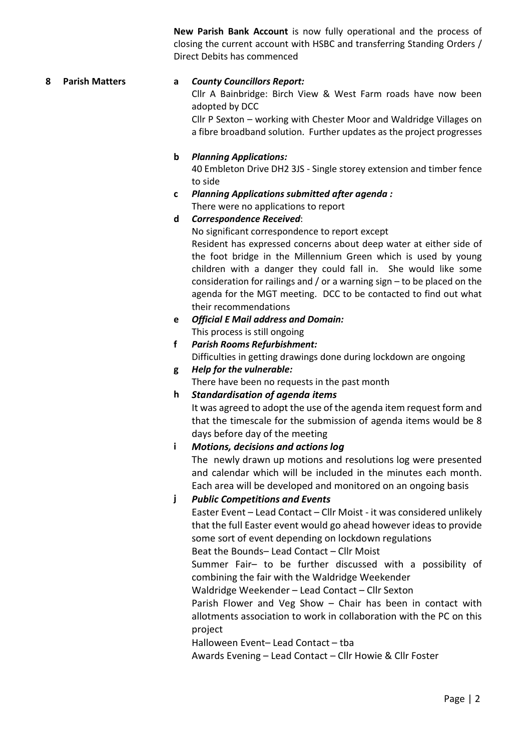**New Parish Bank Account** is now fully operational and the process of closing the current account with HSBC and transferring Standing Orders / Direct Debits has commenced

**8 Parish Matters**

**a** ***County Councillors Report:***

Cllr A Bainbridge: Birch View & West Farm roads have now been adopted by DCC

Cllr P Sexton – working with Chester Moor and Waldridge Villages on a fibre broadband solution. Further updates as the project progresses

**b** ***Planning Applications:***

40 Embleton Drive DH2 3JS - Single storey extension and timber fence to side

**c** ***Planning Applications submitted after agenda :***

There were no applications to report

**d** ***Correspondence Received***:

No significant correspondence to report except

Resident has expressed concerns about deep water at either side of the foot bridge in the Millennium Green which is used by young children with a danger they could fall in. She would like some consideration for railings and / or a warning sign – to be placed on the agenda for the MGT meeting. DCC to be contacted to find out what their recommendations

**e** ***Official E Mail address and Domain:***

This process is still ongoing

**f** ***Parish Rooms Refurbishment:***

Difficulties in getting drawings done during lockdown are ongoing

**g** ***Help for the vulnerable:***

There have been no requests in the past month

**h** ***Standardisation of agenda items***

It was agreed to adopt the use of the agenda item request form and that the timescale for the submission of agenda items would be 8 days before day of the meeting

**i** ***Motions, decisions and actions log***

The newly drawn up motions and resolutions log were presented and calendar which will be included in the minutes each month. Each area will be developed and monitored on an ongoing basis

**j** ***Public Competitions and Events***

Easter Event – Lead Contact – Cllr Moist - it was considered unlikely that the full Easter event would go ahead however ideas to provide some sort of event depending on lockdown regulations

Beat the Bounds– Lead Contact – Cllr Moist

Summer Fair– to be further discussed with a possibility of combining the fair with the Waldridge Weekender

Waldridge Weekender – Lead Contact – Cllr Sexton

Parish Flower and Veg Show – Chair has been in contact with allotments association to work in collaboration with the PC on this project

Halloween Event– Lead Contact – tba

Awards Evening – Lead Contact – Cllr Howie & Cllr Foster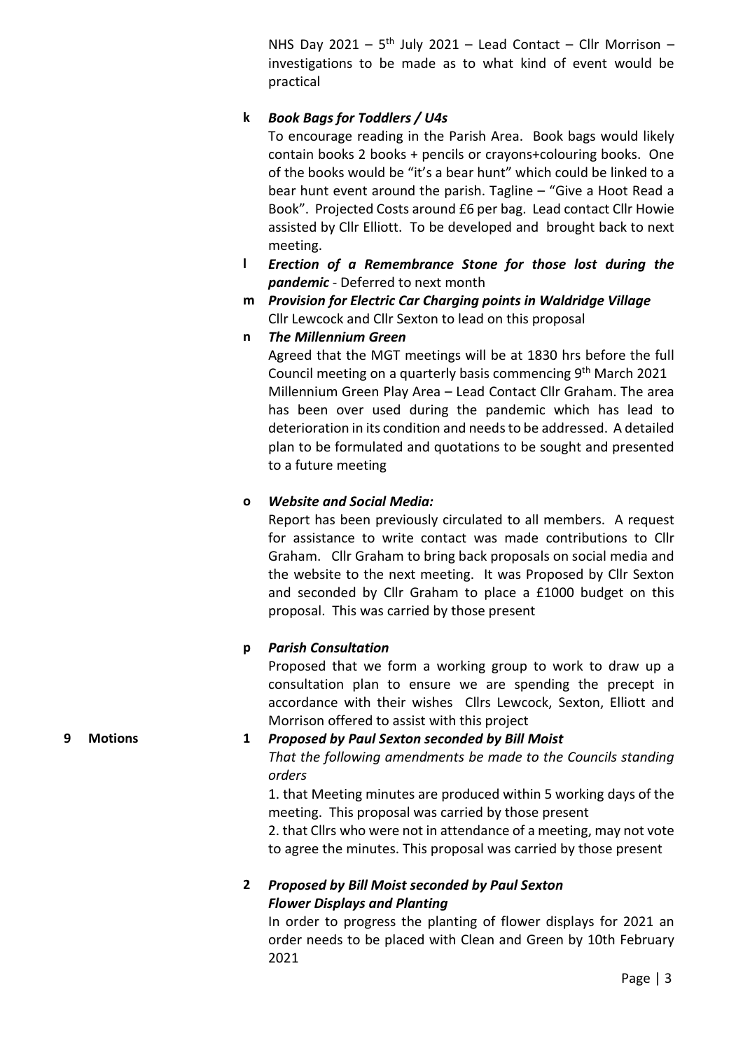NHS Day 2021 – 5th July 2021 – Lead Contact – Cllr Morrison – investigations to be made as to what kind of event would be practical

**k** ***Book Bags for Toddlers / U4s***

To encourage reading in the Parish Area. Book bags would likely contain books 2 books + pencils or crayons+colouring books. One of the books would be "it's a bear hunt" which could be linked to a bear hunt event around the parish. Tagline – "Give a Hoot Read a Book". Projected Costs around £6 per bag. Lead contact Cllr Howie assisted by Cllr Elliott. To be developed and brought back to next meeting.

**l** ***Erection of a Remembrance Stone for those lost during the pandemic*** - Deferred to next month

**m** ***Provision for Electric Car Charging points in Waldridge Village***

Cllr Lewcock and Cllr Sexton to lead on this proposal

**n** ***The Millennium Green***

Agreed that the MGT meetings will be at 1830 hrs before the full Council meeting on a quarterly basis commencing 9th March 2021

Millennium Green Play Area – Lead Contact Cllr Graham. The area has been over used during the pandemic which has lead to deterioration in its condition and needs to be addressed. A detailed plan to be formulated and quotations to be sought and presented to a future meeting

**o** ***Website and Social Media:***

Report has been previously circulated to all members. A request for assistance to write contact was made contributions to Cllr Graham. Cllr Graham to bring back proposals on social media and the website to the next meeting. It was Proposed by Cllr Sexton and seconded by Cllr Graham to place a £1000 budget on this proposal. This was carried by those present

**p** ***Parish Consultation***

Proposed that we form a working group to work to draw up a consultation plan to ensure we are spending the precept in accordance with their wishes Cllrs Lewcock, Sexton, Elliott and Morrison offered to assist with this project

**9 Motions**

**1** ***Proposed by Paul Sexton seconded by Bill Moist***

*That the following amendments be made to the Councils standing orders*

1. that Meeting minutes are produced within 5 working days of the meeting. This proposal was carried by those present

2. that Cllrs who were not in attendance of a meeting, may not vote to agree the minutes. This proposal was carried by those present

**2** ***Proposed by Bill Moist seconded by Paul Sexton***

***Flower Displays and Planting***

In order to progress the planting of flower displays for 2021 an order needs to be placed with Clean and Green by 10th February 2021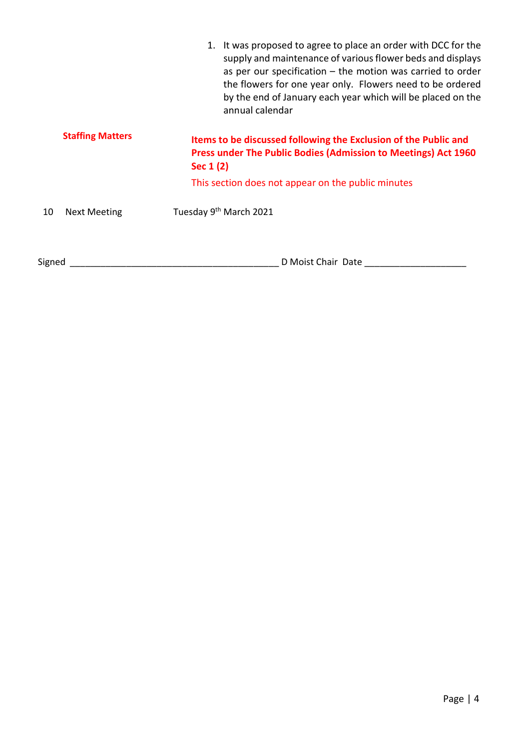1. It was proposed to agree to place an order with DCC for the supply and maintenance of various flower beds and displays as per our specification – the motion was carried to order the flowers for one year only. Flowers need to be ordered by the end of January each year which will be placed on the annual calendar

**Staffing Matters**

**Items to be discussed following the Exclusion of the Public and Press under The Public Bodies (Admission to Meetings) Act 1960 Sec 1 (2)**

This section does not appear on the public minutes

10 Next Meeting — Tuesday 9th March 2021

Signed ________________________________________ D Moist Chair Date ____________________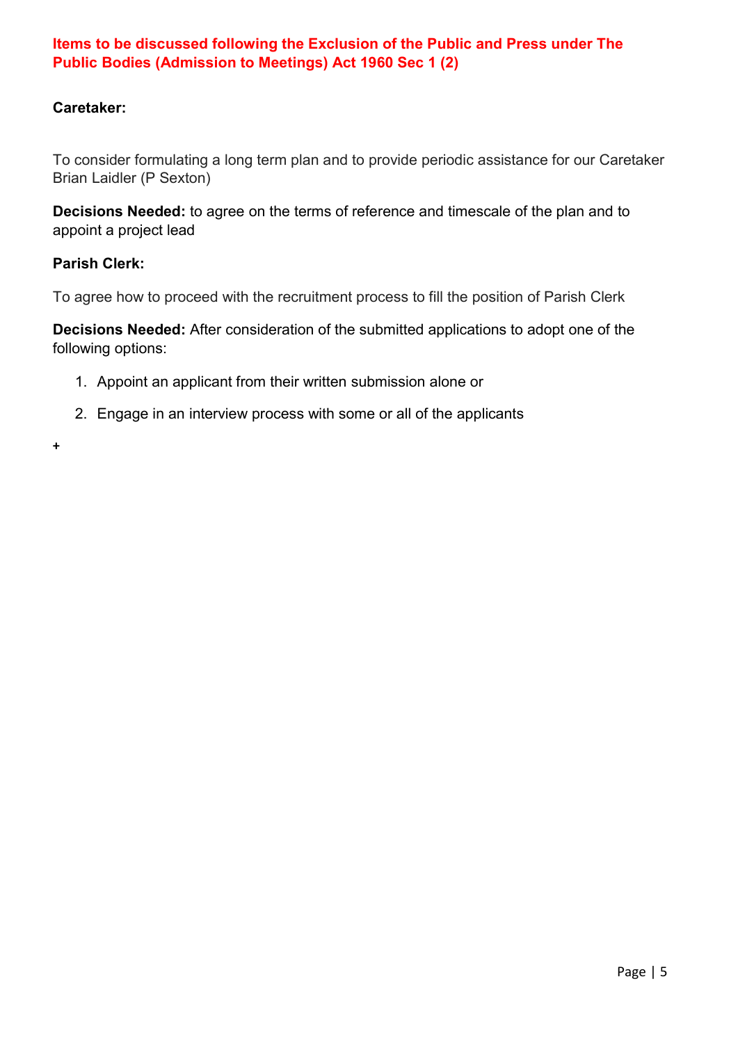**Items to be discussed following the Exclusion of the Public and Press under The Public Bodies (Admission to Meetings) Act 1960 Sec 1 (2)**

**Caretaker:**

To consider formulating a long term plan and to provide periodic assistance for our Caretaker Brian Laidler (P Sexton)

**Decisions Needed:** to agree on the terms of reference and timescale of the plan and to appoint a project lead

**Parish Clerk:**

To agree how to proceed with the recruitment process to fill the position of Parish Clerk

**Decisions Needed:** After consideration of the submitted applications to adopt one of the following options:

1. Appoint an applicant from their written submission alone or
2. Engage in an interview process with some or all of the applicants

**+**